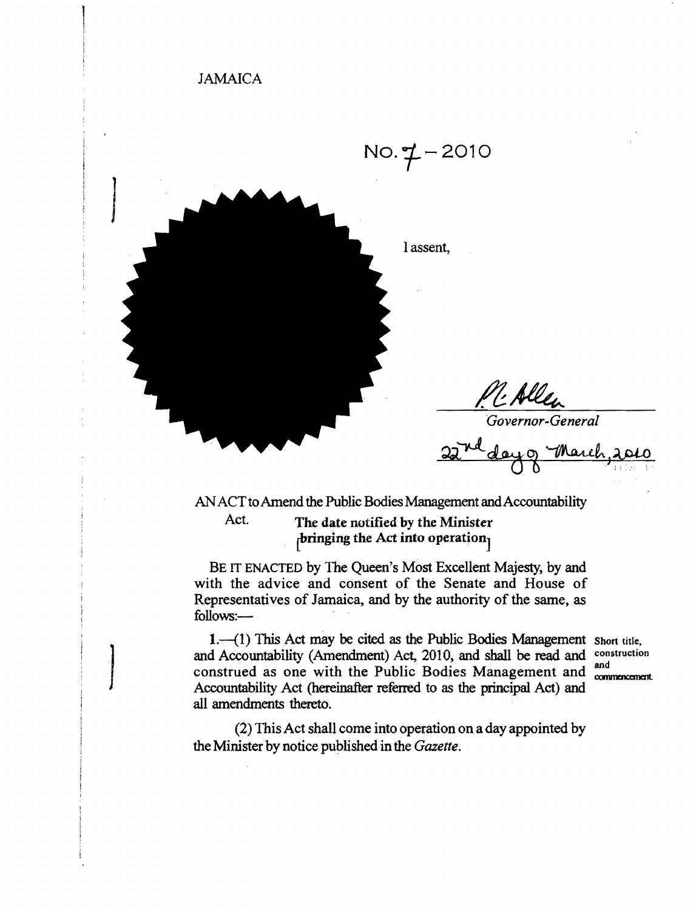JAMAICA

No. 7 – 2010

I assent,

P. Allen

*Governor-General*

22nd day of March, 2010

AN ACT to Amend the Public Bodies Management and Accountability Act.

**[The date notified by the Minister bringing the Act into operation]**

BE IT ENACTED by The Queen's Most Excellent Majesty, by and with the advice and consent of the Senate and House of Representatives of Jamaica, and by the authority of the same, as follows:—

Short title, construction and commencement.

1.—(1) This Act may be cited as the Public Bodies Management and Accountability (Amendment) Act, 2010, and shall be read and construed as one with the Public Bodies Management and Accountability Act (hereinafter referred to as the principal Act) and all amendments thereto.

(2) This Act shall come into operation on a day appointed by the Minister by notice published in the *Gazette*.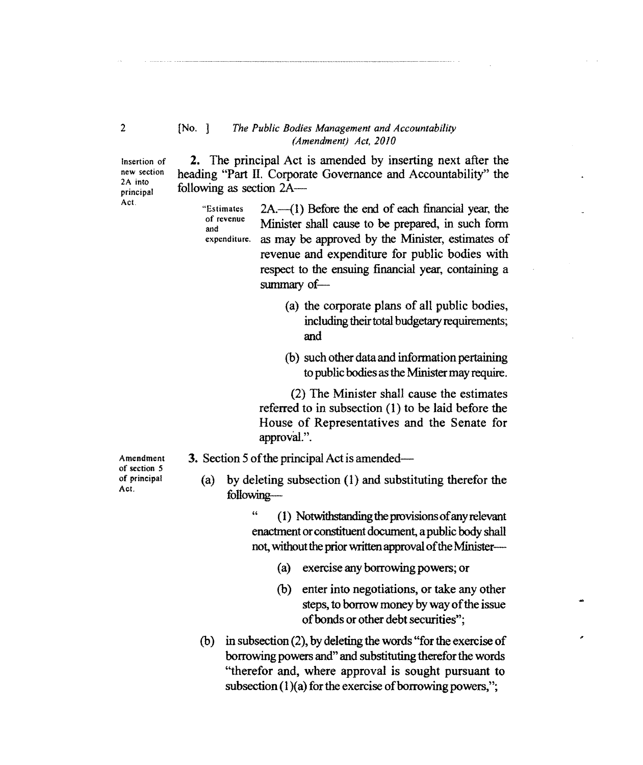Insertion of new section 2A into principal Act.

**2.** The principal Act is amended by inserting next after the heading "Part II. Corporate Governance and Accountability" the following as section 2A—

"Estimates of revenue and expenditure.

2A.—(1) Before the end of each financial year, the Minister shall cause to be prepared, in such form as may be approved by the Minister, estimates of revenue and expenditure for public bodies with respect to the ensuing financial year, containing a summary of—

(a) the corporate plans of all public bodies, including their total budgetary requirements; and

(b) such other data and information pertaining to public bodies as the Minister may require.

(2) The Minister shall cause the estimates referred to in subsection (1) to be laid before the House of Representatives and the Senate for approval.".

Amendment of section 5 of principal Act.

**3.** Section 5 of the principal Act is amended—

(a) by deleting subsection (1) and substituting therefor the following—

" (1) Notwithstanding the provisions of any relevant enactment or constituent document, a public body shall not, without the prior written approval of the Minister—

(a) exercise any borrowing powers; or

(b) enter into negotiations, or take any other steps, to borrow money by way of the issue of bonds or other debt securities";

(b) in subsection (2), by deleting the words "for the exercise of borrowing powers and" and substituting therefor the words "therefor and, where approval is sought pursuant to subsection (1)(a) for the exercise of borrowing powers,";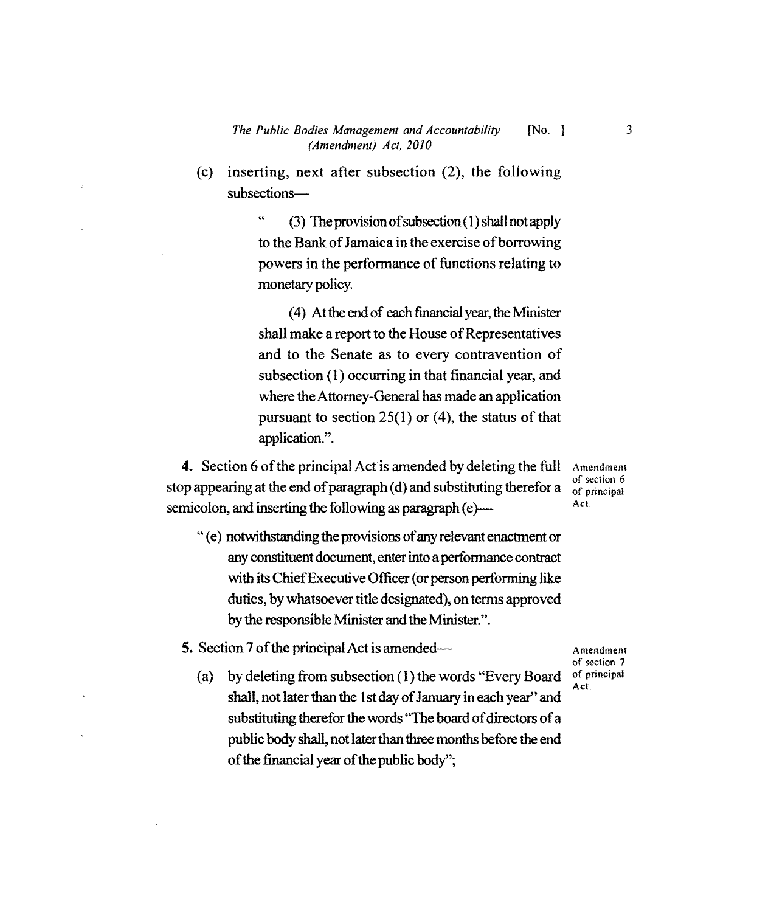(c) inserting, next after subsection (2), the following subsections—

> " (3) The provision of subsection (1) shall not apply to the Bank of Jamaica in the exercise of borrowing powers in the performance of functions relating to monetary policy.
>
> (4) At the end of each financial year, the Minister shall make a report to the House of Representatives and to the Senate as to every contravention of subsection (1) occurring in that financial year, and where the Attorney-General has made an application pursuant to section 25(1) or (4), the status of that application.".

Amendment of section 6 of principal Act.

**4.** Section 6 of the principal Act is amended by deleting the full stop appearing at the end of paragraph (d) and substituting therefor a semicolon, and inserting the following as paragraph (e)—

> "(e) notwithstanding the provisions of any relevant enactment or any constituent document, enter into a performance contract with its Chief Executive Officer (or person performing like duties, by whatsoever title designated), on terms approved by the responsible Minister and the Minister.".

Amendment of section 7 of principal Act.

**5.** Section 7 of the principal Act is amended—

(a) by deleting from subsection (1) the words "Every Board shall, not later than the 1st day of January in each year" and substituting therefor the words "The board of directors of a public body shall, not later than three months before the end of the financial year of the public body";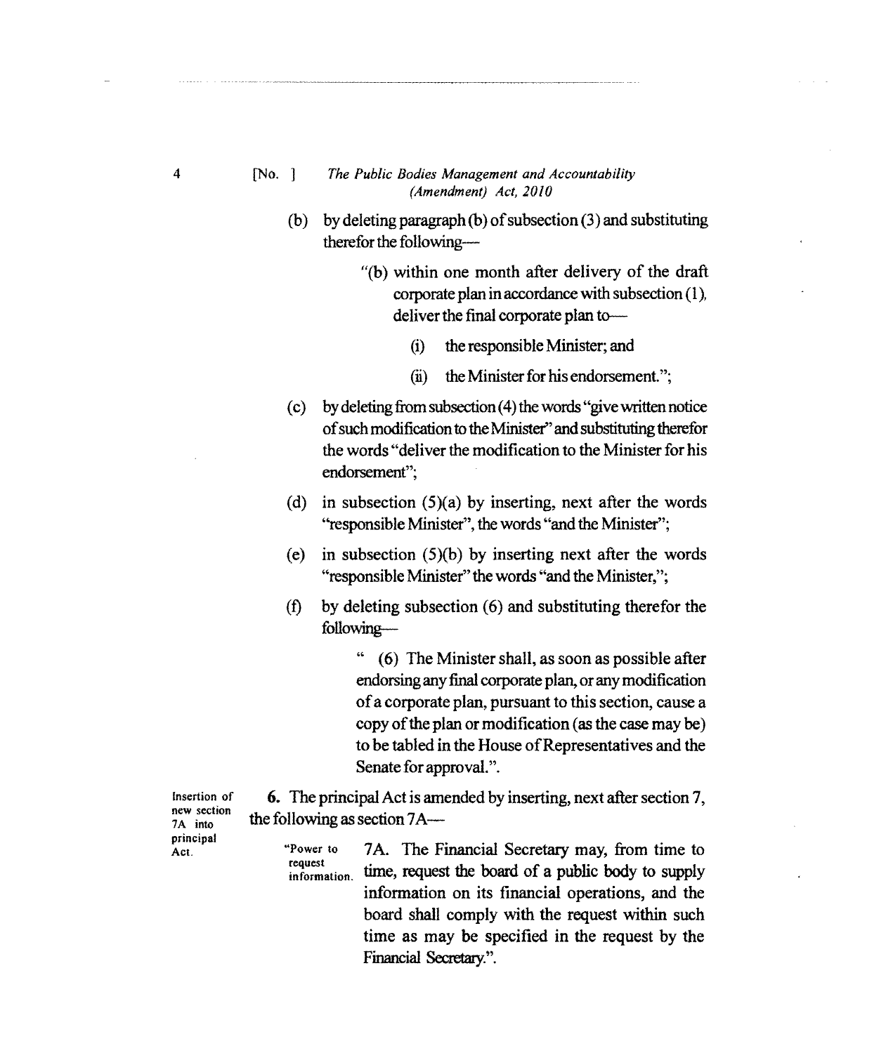(b) by deleting paragraph (b) of subsection (3) and substituting therefor the following—

> "(b) within one month after delivery of the draft corporate plan in accordance with subsection (1), deliver the final corporate plan to—
>
> (i) the responsible Minister; and
>
> (ii) the Minister for his endorsement.";

(c) by deleting from subsection (4) the words "give written notice of such modification to the Minister" and substituting therefor the words "deliver the modification to the Minister for his endorsement";

(d) in subsection (5)(a) by inserting, next after the words "responsible Minister", the words "and the Minister";

(e) in subsection (5)(b) by inserting next after the words "responsible Minister" the words "and the Minister,";

(f) by deleting subsection (6) and substituting therefor the following—

> " (6) The Minister shall, as soon as possible after endorsing any final corporate plan, or any modification of a corporate plan, pursuant to this section, cause a copy of the plan or modification (as the case may be) to be tabled in the House of Representatives and the Senate for approval.".

*Insertion of new section 7A into principal Act.*

**6.** The principal Act is amended by inserting, next after section 7, the following as section 7A—

> *"Power to request information.*
>
> 7A. The Financial Secretary may, from time to time, request the board of a public body to supply information on its financial operations, and the board shall comply with the request within such time as may be specified in the request by the Financial Secretary.".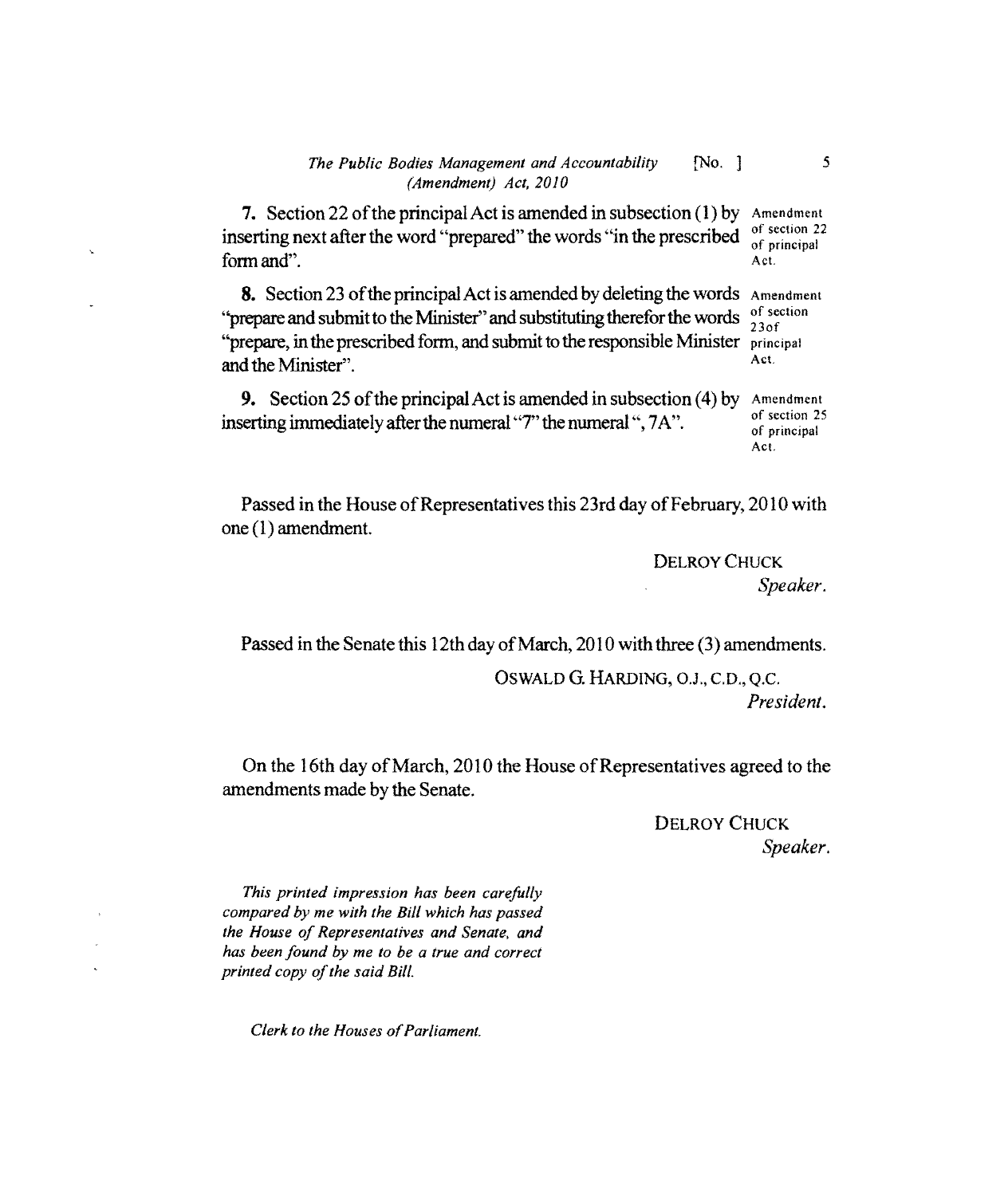**7.** Section 22 of the principal Act is amended in subsection (1) by inserting next after the word "prepared" the words "in the prescribed form and". Amendment of section 22 of principal Act.

**8.** Section 23 of the principal Act is amended by deleting the words "prepare and submit to the Minister" and substituting therefor the words "prepare, in the prescribed form, and submit to the responsible Minister and the Minister". Amendment of section 23of principal Act.

**9.** Section 25 of the principal Act is amended in subsection (4) by inserting immediately after the numeral "7" the numeral ", 7A". Amendment of section 25 of principal Act.

Passed in the House of Representatives this 23rd day of February, 2010 with one (1) amendment.

DELROY CHUCK
*Speaker.*

Passed in the Senate this 12th day of March, 2010 with three (3) amendments.

OSWALD G. HARDING, O.J., C.D., Q.C.
*President.*

On the 16th day of March, 2010 the House of Representatives agreed to the amendments made by the Senate.

DELROY CHUCK
*Speaker.*

*This printed impression has been carefully compared by me with the Bill which has passed the House of Representatives and Senate, and has been found by me to be a true and correct printed copy of the said Bill.*

*Clerk to the Houses of Parliament.*